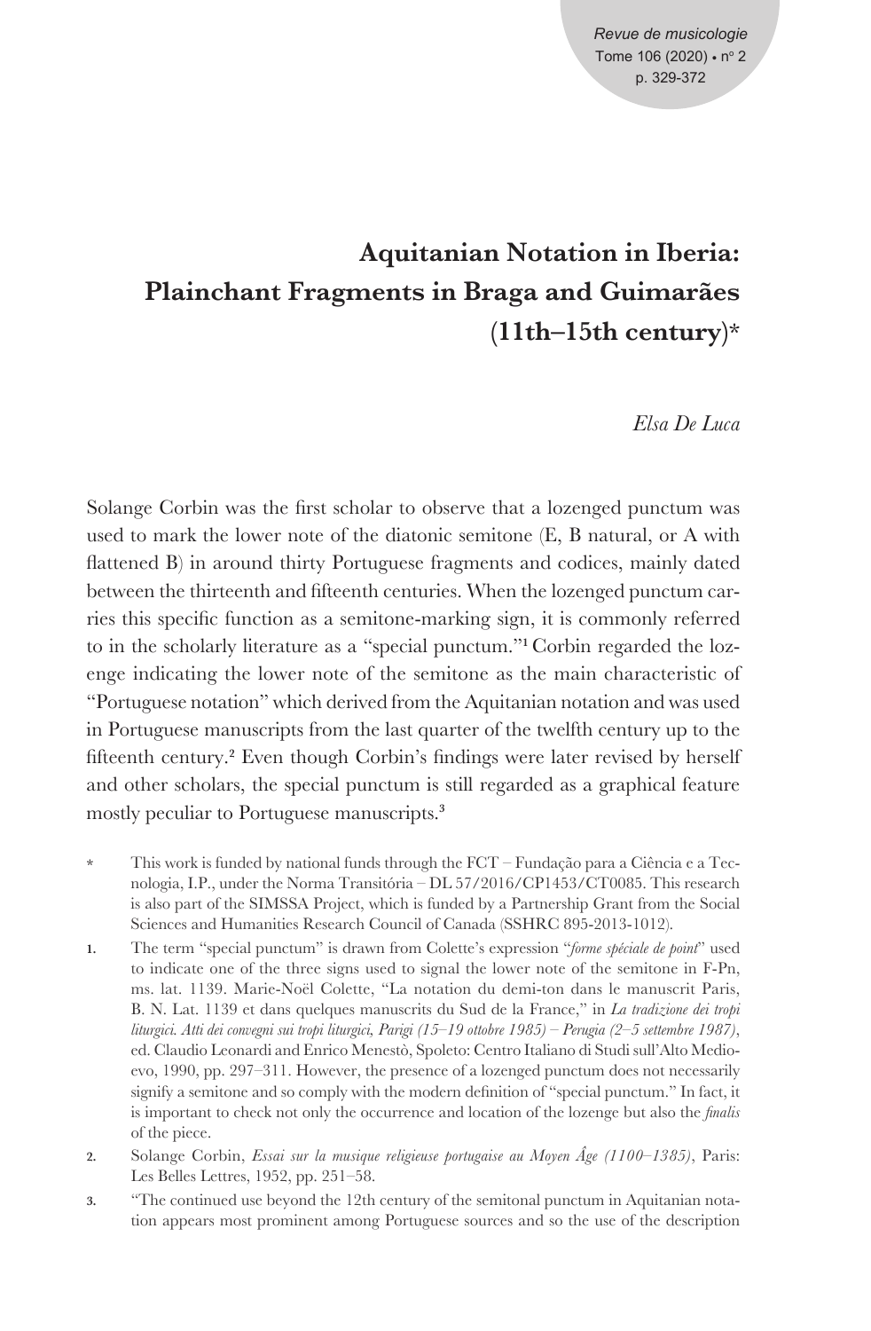# Aquitanian Notation in Iberia: Plainchant Fragments in Braga and Guimarães (11th–15th century)*

*Elsa De Luca*

Solange Corbin was the first scholar to observe that a lozenged punctum was used to mark the lower note of the diatonic semitone (E, B natural, or A with flattened B) in around thirty Portuguese fragments and codices, mainly dated between the thirteenth and fifteenth centuries. When the lozenged punctum carries this specific function as a semitone-marking sign, it is commonly referred to in the scholarly literature as a "special punctum."[1] Corbin regarded the lozenge indicating the lower note of the semitone as the main characteristic of "Portuguese notation" which derived from the Aquitanian notation and was used in Portuguese manuscripts from the last quarter of the twelfth century up to the fifteenth century.[2] Even though Corbin's findings were later revised by herself and other scholars, the special punctum is still regarded as a graphical feature mostly peculiar to Portuguese manuscripts.[3]

\* This work is funded by national funds through the FCT – Fundação para a Ciência e a Tecnologia, I.P., under the Norma Transitória – DL 57/2016/CP1453/CT0085. This research is also part of the SIMSSA Project, which is funded by a Partnership Grant from the Social Sciences and Humanities Research Council of Canada (SSHRC 895-2013-1012).

1. The term "special punctum" is drawn from Colette's expression "*forme spéciale de point*" used to indicate one of the three signs used to signal the lower note of the semitone in F-Pn, ms. lat. 1139. Marie-Noël Colette, "La notation du demi-ton dans le manuscrit Paris, B. N. Lat. 1139 et dans quelques manuscrits du Sud de la France," in *La tradizione dei tropi liturgici. Atti dei convegni sui tropi liturgici, Parigi (15–19 ottobre 1985) – Perugia (2–5 settembre 1987)*, ed. Claudio Leonardi and Enrico Menestò, Spoleto: Centro Italiano di Studi sull'Alto Medioevo, 1990, pp. 297–311. However, the presence of a lozenged punctum does not necessarily signify a semitone and so comply with the modern definition of "special punctum." In fact, it is important to check not only the occurrence and location of the lozenge but also the *finalis* of the piece.

2. Solange Corbin, *Essai sur la musique religieuse portugaise au Moyen Âge (1100–1385)*, Paris: Les Belles Lettres, 1952, pp. 251–58.

3. "The continued use beyond the 12th century of the semitonal punctum in Aquitanian notation appears most prominent among Portuguese sources and so the use of the description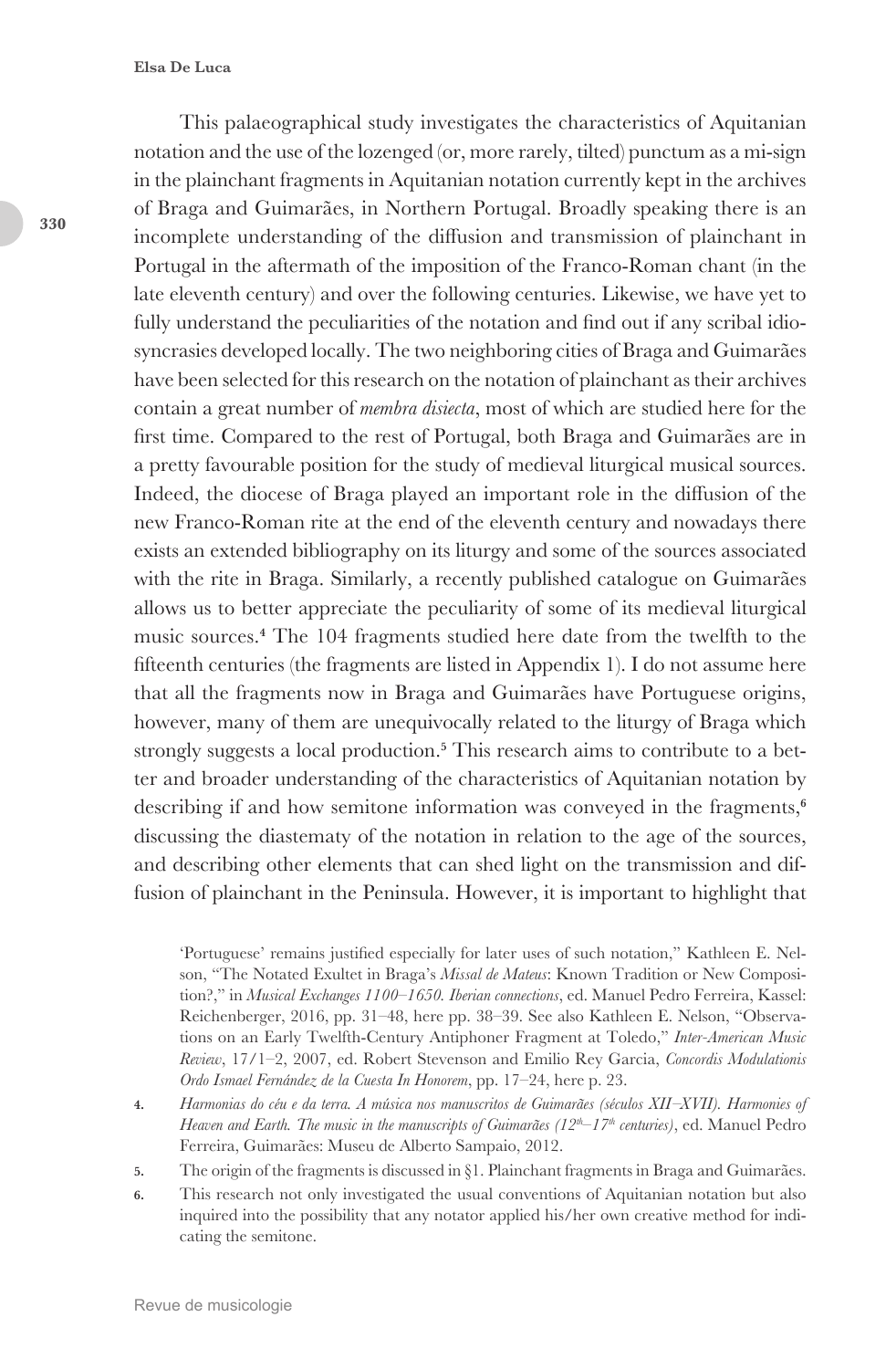This palaeographical study investigates the characteristics of Aquitanian notation and the use of the lozenged (or, more rarely, tilted) punctum as a mi-sign in the plainchant fragments in Aquitanian notation currently kept in the archives of Braga and Guimarães, in Northern Portugal. Broadly speaking there is an incomplete understanding of the diffusion and transmission of plainchant in Portugal in the aftermath of the imposition of the Franco-Roman chant (in the late eleventh century) and over the following centuries. Likewise, we have yet to fully understand the peculiarities of the notation and find out if any scribal idiosyncrasies developed locally. The two neighboring cities of Braga and Guimarães have been selected for this research on the notation of plainchant as their archives contain a great number of *membra disiecta*, most of which are studied here for the first time. Compared to the rest of Portugal, both Braga and Guimarães are in a pretty favourable position for the study of medieval liturgical musical sources. Indeed, the diocese of Braga played an important role in the diffusion of the new Franco-Roman rite at the end of the eleventh century and nowadays there exists an extended bibliography on its liturgy and some of the sources associated with the rite in Braga. Similarly, a recently published catalogue on Guimarães allows us to better appreciate the peculiarity of some of its medieval liturgical music sources.[4] The 104 fragments studied here date from the twelfth to the fifteenth centuries (the fragments are listed in Appendix 1). I do not assume here that all the fragments now in Braga and Guimarães have Portuguese origins, however, many of them are unequivocally related to the liturgy of Braga which strongly suggests a local production.[5] This research aims to contribute to a better and broader understanding of the characteristics of Aquitanian notation by describing if and how semitone information was conveyed in the fragments,[6] discussing the diastematy of the notation in relation to the age of the sources, and describing other elements that can shed light on the transmission and diffusion of plainchant in the Peninsula. However, it is important to highlight that

'Portuguese' remains justified especially for later uses of such notation," Kathleen E. Nelson, "The Notated Exultet in Braga's *Missal de Mateus*: Known Tradition or New Composition?," in *Musical Exchanges 1100–1650. Iberian connections*, ed. Manuel Pedro Ferreira, Kassel: Reichenberger, 2016, pp. 31–48, here pp. 38–39. See also Kathleen E. Nelson, "Observations on an Early Twelfth-Century Antiphoner Fragment at Toledo," *Inter-American Music Review*, 17/1–2, 2007, ed. Robert Stevenson and Emilio Rey Garcia, *Concordis Modulationis Ordo Ismael Fernández de la Cuesta In Honorem*, pp. 17–24, here p. 23.

4. *Harmonias do céu e da terra. A música nos manuscritos de Guimarães (séculos XII–XVII). Harmonies of Heaven and Earth. The music in the manuscripts of Guimarães (12th–17th centuries)*, ed. Manuel Pedro Ferreira, Guimarães: Museu de Alberto Sampaio, 2012.

5. The origin of the fragments is discussed in §1. Plainchant fragments in Braga and Guimarães.

6. This research not only investigated the usual conventions of Aquitanian notation but also inquired into the possibility that any notator applied his/her own creative method for indicating the semitone.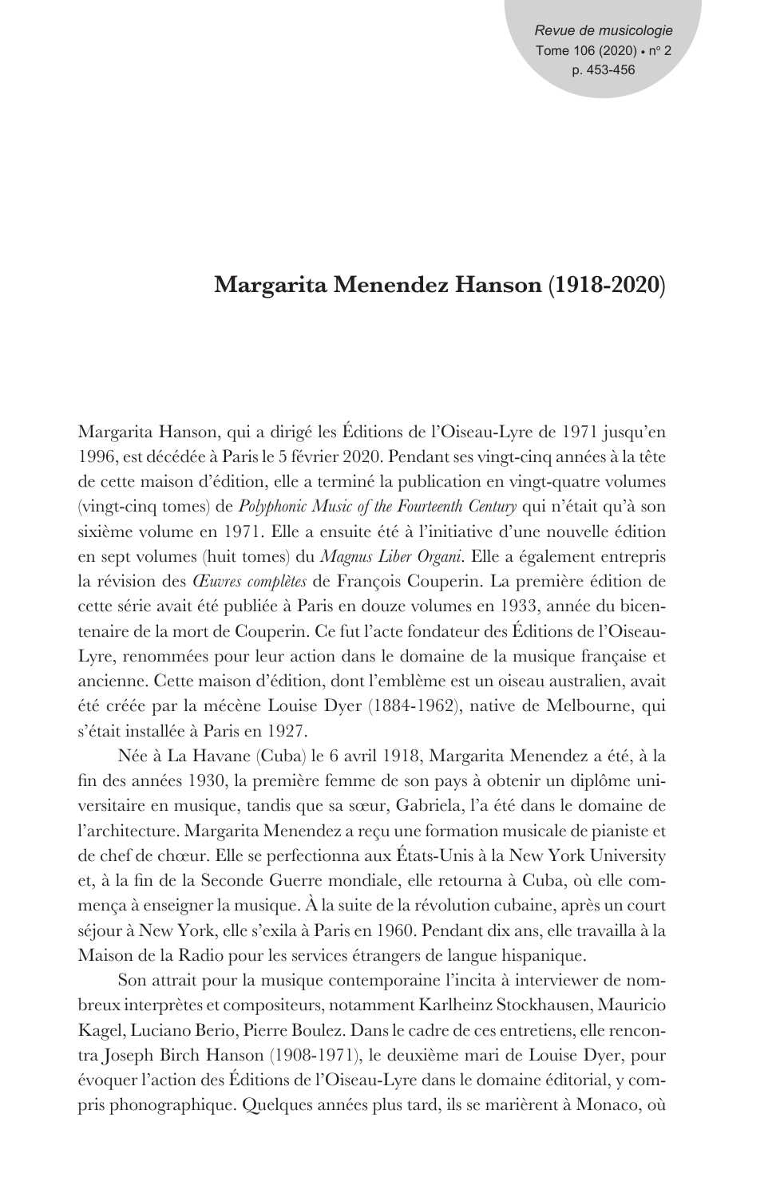# Margarita Menendez Hanson (1918-2020)

Margarita Hanson, qui a dirigé les Éditions de l'Oiseau-Lyre de 1971 jusqu'en 1996, est décédée à Paris le 5 février 2020. Pendant ses vingt-cinq années à la tête de cette maison d'édition, elle a terminé la publication en vingt-quatre volumes (vingt-cinq tomes) de *Polyphonic Music of the Fourteenth Century* qui n'était qu'à son sixième volume en 1971. Elle a ensuite été à l'initiative d'une nouvelle édition en sept volumes (huit tomes) du *Magnus Liber Organi*. Elle a également entrepris la révision des *Œuvres complètes* de François Couperin. La première édition de cette série avait été publiée à Paris en douze volumes en 1933, année du bicentenaire de la mort de Couperin. Ce fut l'acte fondateur des Éditions de l'Oiseau-Lyre, renommées pour leur action dans le domaine de la musique française et ancienne. Cette maison d'édition, dont l'emblème est un oiseau australien, avait été créée par la mécène Louise Dyer (1884-1962), native de Melbourne, qui s'était installée à Paris en 1927.

Née à La Havane (Cuba) le 6 avril 1918, Margarita Menendez a été, à la fin des années 1930, la première femme de son pays à obtenir un diplôme universitaire en musique, tandis que sa sœur, Gabriela, l'a été dans le domaine de l'architecture. Margarita Menendez a reçu une formation musicale de pianiste et de chef de chœur. Elle se perfectionna aux États-Unis à la New York University et, à la fin de la Seconde Guerre mondiale, elle retourna à Cuba, où elle commença à enseigner la musique. À la suite de la révolution cubaine, après un court séjour à New York, elle s'exila à Paris en 1960. Pendant dix ans, elle travailla à la Maison de la Radio pour les services étrangers de langue hispanique.

Son attrait pour la musique contemporaine l'incita à interviewer de nombreux interprètes et compositeurs, notamment Karlheinz Stockhausen, Mauricio Kagel, Luciano Berio, Pierre Boulez. Dans le cadre de ces entretiens, elle rencontra Joseph Birch Hanson (1908-1971), le deuxième mari de Louise Dyer, pour évoquer l'action des Éditions de l'Oiseau-Lyre dans le domaine éditorial, y compris phonographique. Quelques années plus tard, ils se marièrent à Monaco, où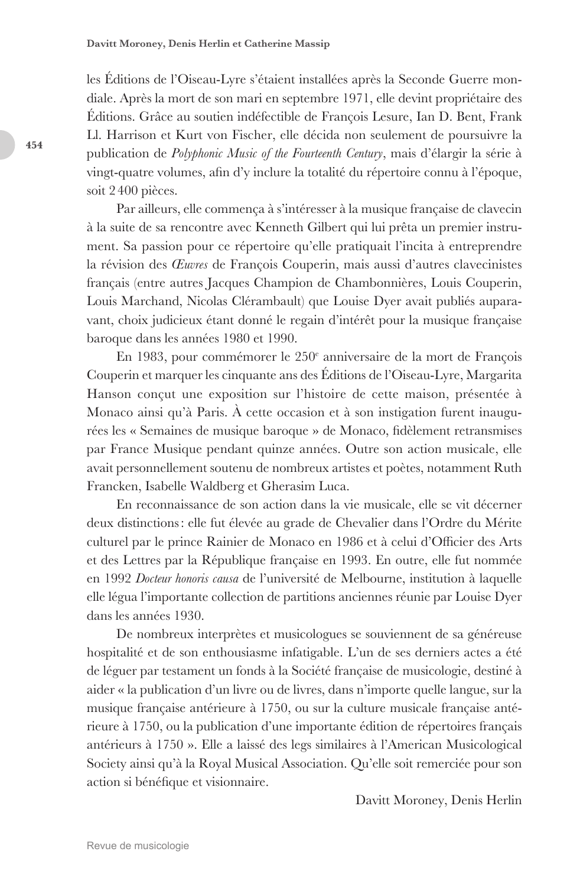les Éditions de l'Oiseau-Lyre s'étaient installées après la Seconde Guerre mondiale. Après la mort de son mari en septembre 1971, elle devint propriétaire des Éditions. Grâce au soutien indéfectible de François Lesure, Ian D. Bent, Frank Ll. Harrison et Kurt von Fischer, elle décida non seulement de poursuivre la publication de *Polyphonic Music of the Fourteenth Century*, mais d'élargir la série à vingt-quatre volumes, afin d'y inclure la totalité du répertoire connu à l'époque, soit 2 400 pièces.

Par ailleurs, elle commença à s'intéresser à la musique française de clavecin à la suite de sa rencontre avec Kenneth Gilbert qui lui prêta un premier instrument. Sa passion pour ce répertoire qu'elle pratiquait l'incita à entreprendre la révision des *Œuvres* de François Couperin, mais aussi d'autres clavecinistes français (entre autres Jacques Champion de Chambonnières, Louis Couperin, Louis Marchand, Nicolas Clérambault) que Louise Dyer avait publiés auparavant, choix judicieux étant donné le regain d'intérêt pour la musique française baroque dans les années 1980 et 1990.

En 1983, pour commémorer le 250e anniversaire de la mort de François Couperin et marquer les cinquante ans des Éditions de l'Oiseau-Lyre, Margarita Hanson conçut une exposition sur l'histoire de cette maison, présentée à Monaco ainsi qu'à Paris. À cette occasion et à son instigation furent inaugurées les « Semaines de musique baroque » de Monaco, fidèlement retransmises par France Musique pendant quinze années. Outre son action musicale, elle avait personnellement soutenu de nombreux artistes et poètes, notamment Ruth Francken, Isabelle Waldberg et Gherasim Luca.

En reconnaissance de son action dans la vie musicale, elle se vit décerner deux distinctions : elle fut élevée au grade de Chevalier dans l'Ordre du Mérite culturel par le prince Rainier de Monaco en 1986 et à celui d'Officier des Arts et des Lettres par la République française en 1993. En outre, elle fut nommée en 1992 *Docteur honoris causa* de l'université de Melbourne, institution à laquelle elle légua l'importante collection de partitions anciennes réunie par Louise Dyer dans les années 1930.

De nombreux interprètes et musicologues se souviennent de sa généreuse hospitalité et de son enthousiasme infatigable. L'un de ses derniers actes a été de léguer par testament un fonds à la Société française de musicologie, destiné à aider « la publication d'un livre ou de livres, dans n'importe quelle langue, sur la musique française antérieure à 1750, ou sur la culture musicale française antérieure à 1750, ou la publication d'une importante édition de répertoires français antérieurs à 1750 ». Elle a laissé des legs similaires à l'American Musicological Society ainsi qu'à la Royal Musical Association. Qu'elle soit remerciée pour son action si bénéfique et visionnaire.

Davitt Moroney, Denis Herlin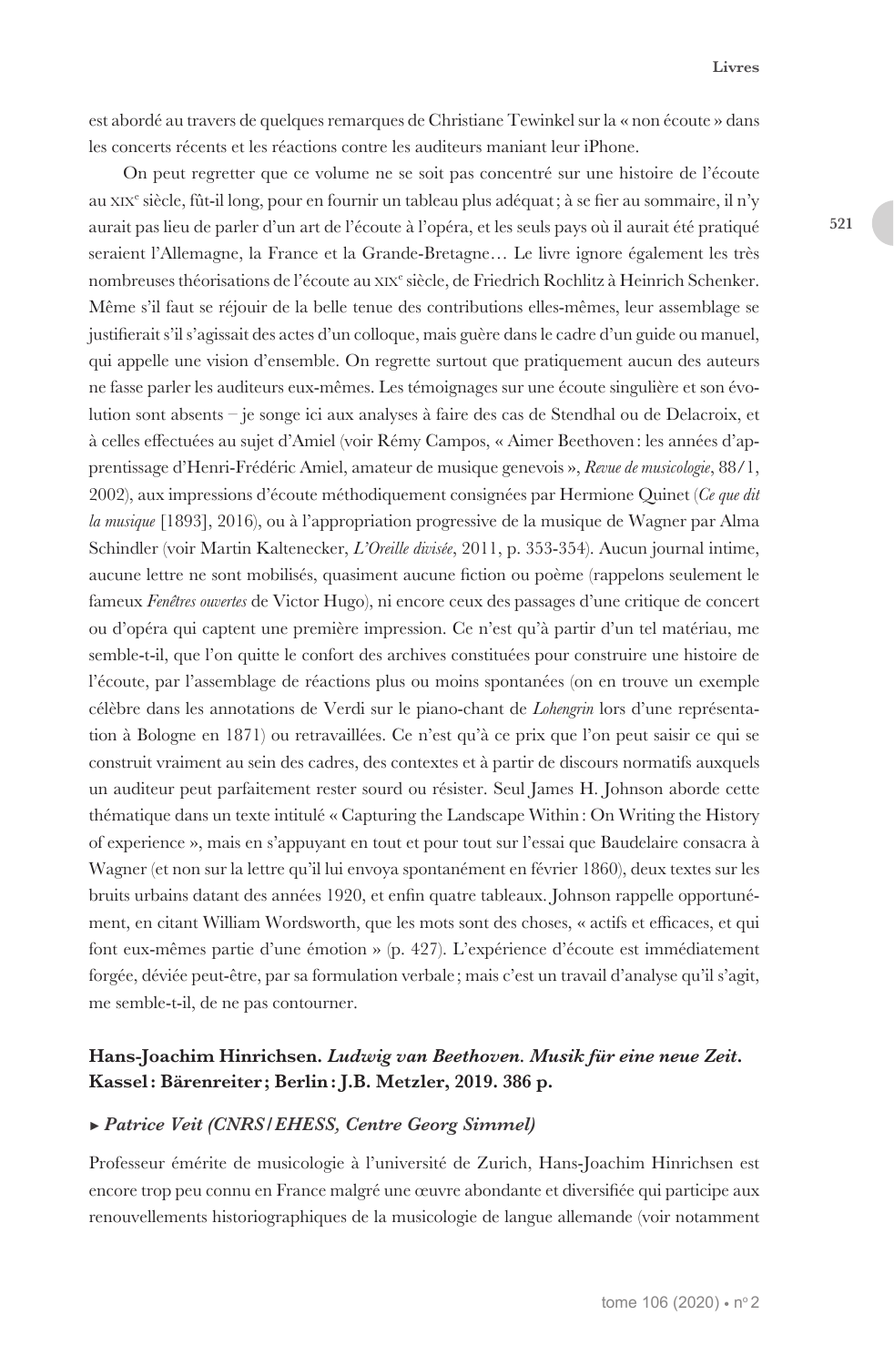est abordé au travers de quelques remarques de Christiane Tewinkel sur la « non écoute » dans les concerts récents et les réactions contre les auditeurs maniant leur iPhone.

On peut regretter que ce volume ne se soit pas concentré sur une histoire de l'écoute au XIX[e] siècle, fût-il long, pour en fournir un tableau plus adéquat ; à se fier au sommaire, il n'y aurait pas lieu de parler d'un art de l'écoute à l'opéra, et les seuls pays où il aurait été pratiqué seraient l'Allemagne, la France et la Grande-Bretagne… Le livre ignore également les très nombreuses théorisations de l'écoute au XIX[e] siècle, de Friedrich Rochlitz à Heinrich Schenker. Même s'il faut se réjouir de la belle tenue des contributions elles-mêmes, leur assemblage se justifierait s'il s'agissait des actes d'un colloque, mais guère dans le cadre d'un guide ou manuel, qui appelle une vision d'ensemble. On regrette surtout que pratiquement aucun des auteurs ne fasse parler les auditeurs eux-mêmes. Les témoignages sur une écoute singulière et son évolution sont absents – je songe ici aux analyses à faire des cas de Stendhal ou de Delacroix, et à celles effectuées au sujet d'Amiel (voir Rémy Campos, « Aimer Beethoven : les années d'apprentissage d'Henri-Frédéric Amiel, amateur de musique genevois », *Revue de musicologie*, 88/1, 2002), aux impressions d'écoute méthodiquement consignées par Hermione Quinet (*Ce que dit la musique* [1893], 2016), ou à l'appropriation progressive de la musique de Wagner par Alma Schindler (voir Martin Kaltenecker, *L'Oreille divisée*, 2011, p. 353-354). Aucun journal intime, aucune lettre ne sont mobilisés, quasiment aucune fiction ou poème (rappelons seulement le fameux *Fenêtres ouvertes* de Victor Hugo), ni encore ceux des passages d'une critique de concert ou d'opéra qui captent une première impression. Ce n'est qu'à partir d'un tel matériau, me semble-t-il, que l'on quitte le confort des archives constituées pour construire une histoire de l'écoute, par l'assemblage de réactions plus ou moins spontanées (on en trouve un exemple célèbre dans les annotations de Verdi sur le piano-chant de *Lohengrin* lors d'une représentation à Bologne en 1871) ou retravaillées. Ce n'est qu'à ce prix que l'on peut saisir ce qui se construit vraiment au sein des cadres, des contextes et à partir de discours normatifs auxquels un auditeur peut parfaitement rester sourd ou résister. Seul James H. Johnson aborde cette thématique dans un texte intitulé « Capturing the Landscape Within : On Writing the History of experience », mais en s'appuyant en tout et pour tout sur l'essai que Baudelaire consacra à Wagner (et non sur la lettre qu'il lui envoya spontanément en février 1860), deux textes sur les bruits urbains datant des années 1920, et enfin quatre tableaux. Johnson rappelle opportunément, en citant William Wordsworth, que les mots sont des choses, « actifs et efficaces, et qui font eux-mêmes partie d'une émotion » (p. 427). L'expérience d'écoute est immédiatement forgée, déviée peut-être, par sa formulation verbale ; mais c'est un travail d'analyse qu'il s'agit, me semble-t-il, de ne pas contourner.

### Hans-Joachim Hinrichsen. *Ludwig van Beethoven. Musik für eine neue Zeit*. Kassel : Bärenreiter ; Berlin : J.B. Metzler, 2019. 386 p.

▸ ***Patrice Veit (CNRS/EHESS, Centre Georg Simmel)***

Professeur émérite de musicologie à l'université de Zurich, Hans-Joachim Hinrichsen est encore trop peu connu en France malgré une œuvre abondante et diversifiée qui participe aux renouvellements historiographiques de la musicologie de langue allemande (voir notamment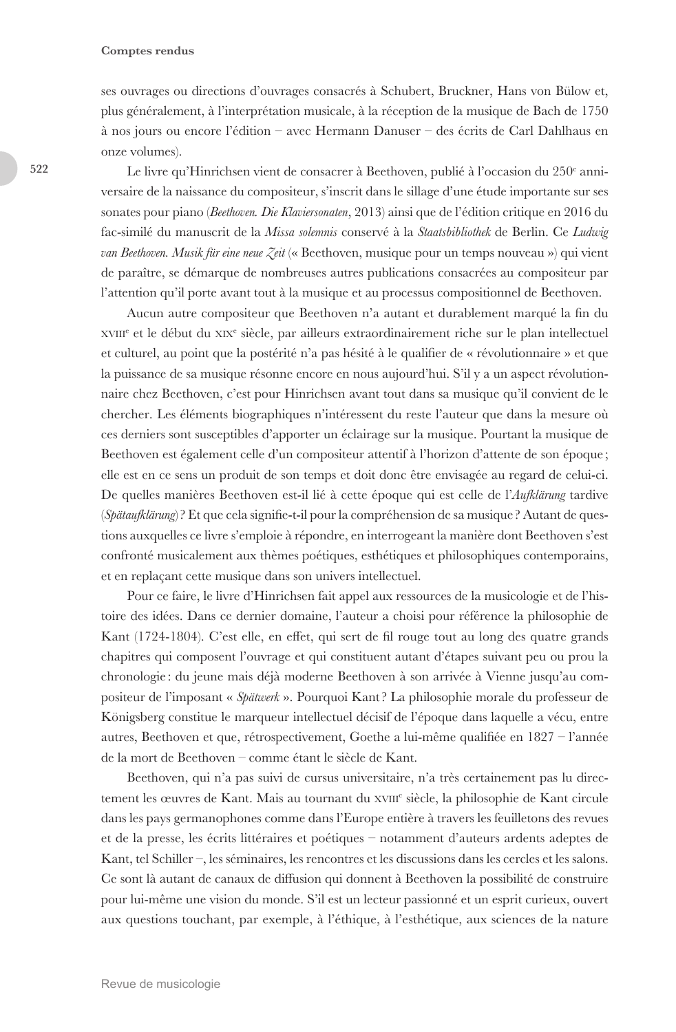ses ouvrages ou directions d'ouvrages consacrés à Schubert, Bruckner, Hans von Bülow et, plus généralement, à l'interprétation musicale, à la réception de la musique de Bach de 1750 à nos jours ou encore l'édition – avec Hermann Danuser – des écrits de Carl Dahlhaus en onze volumes).

Le livre qu'Hinrichsen vient de consacrer à Beethoven, publié à l'occasion du 250e anniversaire de la naissance du compositeur, s'inscrit dans le sillage d'une étude importante sur ses sonates pour piano (*Beethoven. Die Klaviersonaten*, 2013) ainsi que de l'édition critique en 2016 du fac-similé du manuscrit de la *Missa solemnis* conservé à la *Staatsbibliothek* de Berlin. Ce *Ludwig van Beethoven. Musik für eine neue Zeit* (« Beethoven, musique pour un temps nouveau ») qui vient de paraître, se démarque de nombreuses autres publications consacrées au compositeur par l'attention qu'il porte avant tout à la musique et au processus compositionnel de Beethoven.

Aucun autre compositeur que Beethoven n'a autant et durablement marqué la fin du XVIIIe et le début du XIXe siècle, par ailleurs extraordinairement riche sur le plan intellectuel et culturel, au point que la postérité n'a pas hésité à le qualifier de « révolutionnaire » et que la puissance de sa musique résonne encore en nous aujourd'hui. S'il y a un aspect révolutionnaire chez Beethoven, c'est pour Hinrichsen avant tout dans sa musique qu'il convient de le chercher. Les éléments biographiques n'intéressent du reste l'auteur que dans la mesure où ces derniers sont susceptibles d'apporter un éclairage sur la musique. Pourtant la musique de Beethoven est également celle d'un compositeur attentif à l'horizon d'attente de son époque ; elle est en ce sens un produit de son temps et doit donc être envisagée au regard de celui-ci. De quelles manières Beethoven est-il lié à cette époque qui est celle de l'*Aufklärung* tardive (*Spätaufklärung*) ? Et que cela signifie-t-il pour la compréhension de sa musique ? Autant de questions auxquelles ce livre s'emploie à répondre, en interrogeant la manière dont Beethoven s'est confronté musicalement aux thèmes poétiques, esthétiques et philosophiques contemporains, et en replaçant cette musique dans son univers intellectuel.

Pour ce faire, le livre d'Hinrichsen fait appel aux ressources de la musicologie et de l'histoire des idées. Dans ce dernier domaine, l'auteur a choisi pour référence la philosophie de Kant (1724-1804). C'est elle, en effet, qui sert de fil rouge tout au long des quatre grands chapitres qui composent l'ouvrage et qui constituent autant d'étapes suivant peu ou prou la chronologie : du jeune mais déjà moderne Beethoven à son arrivée à Vienne jusqu'au compositeur de l'imposant « *Spätwerk* ». Pourquoi Kant ? La philosophie morale du professeur de Königsberg constitue le marqueur intellectuel décisif de l'époque dans laquelle a vécu, entre autres, Beethoven et que, rétrospectivement, Goethe a lui-même qualifiée en 1827 – l'année de la mort de Beethoven – comme étant le siècle de Kant.

Beethoven, qui n'a pas suivi de cursus universitaire, n'a très certainement pas lu directement les œuvres de Kant. Mais au tournant du XVIIIe siècle, la philosophie de Kant circule dans les pays germanophones comme dans l'Europe entière à travers les feuilletons des revues et de la presse, les écrits littéraires et poétiques – notamment d'auteurs ardents adeptes de Kant, tel Schiller –, les séminaires, les rencontres et les discussions dans les cercles et les salons. Ce sont là autant de canaux de diffusion qui donnent à Beethoven la possibilité de construire pour lui-même une vision du monde. S'il est un lecteur passionné et un esprit curieux, ouvert aux questions touchant, par exemple, à l'éthique, à l'esthétique, aux sciences de la nature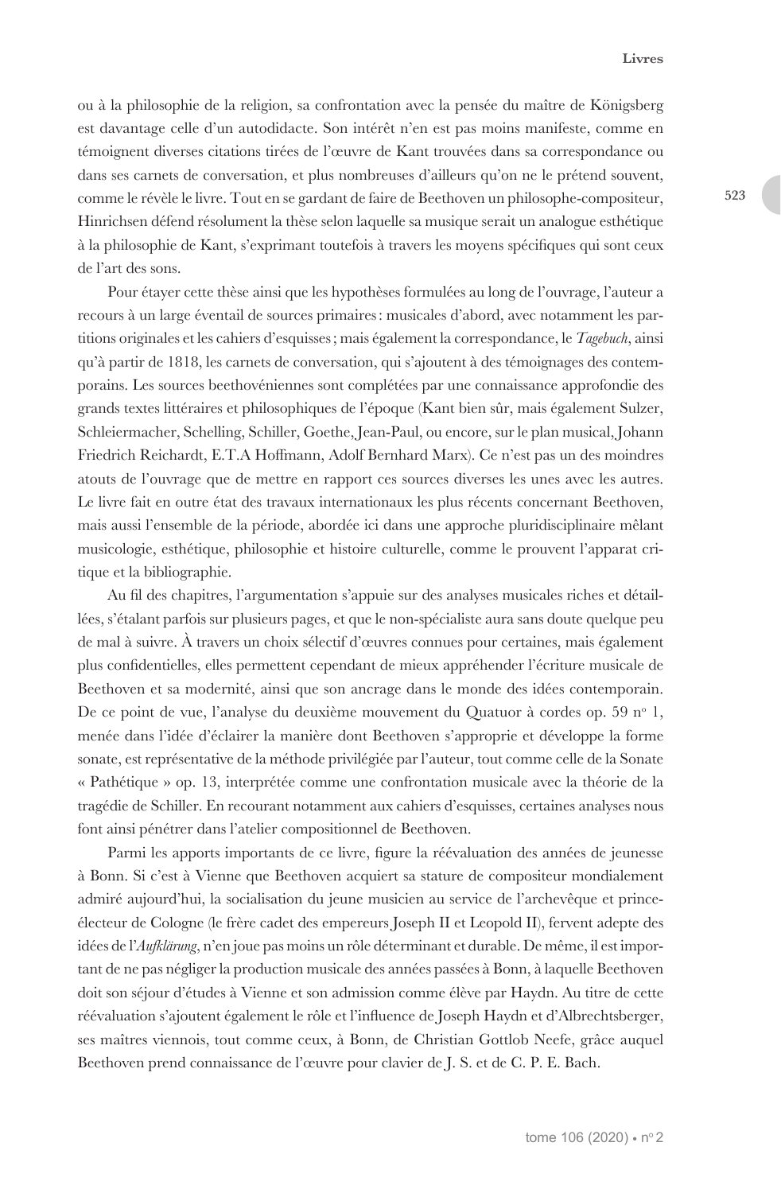ou à la philosophie de la religion, sa confrontation avec la pensée du maître de Königsberg est davantage celle d'un autodidacte. Son intérêt n'en est pas moins manifeste, comme en témoignent diverses citations tirées de l'œuvre de Kant trouvées dans sa correspondance ou dans ses carnets de conversation, et plus nombreuses d'ailleurs qu'on ne le prétend souvent, comme le révèle le livre. Tout en se gardant de faire de Beethoven un philosophe-compositeur, Hinrichsen défend résolument la thèse selon laquelle sa musique serait un analogue esthétique à la philosophie de Kant, s'exprimant toutefois à travers les moyens spécifiques qui sont ceux de l'art des sons.

Pour étayer cette thèse ainsi que les hypothèses formulées au long de l'ouvrage, l'auteur a recours à un large éventail de sources primaires : musicales d'abord, avec notamment les partitions originales et les cahiers d'esquisses ; mais également la correspondance, le *Tagebuch*, ainsi qu'à partir de 1818, les carnets de conversation, qui s'ajoutent à des témoignages des contemporains. Les sources beethovéniennes sont complétées par une connaissance approfondie des grands textes littéraires et philosophiques de l'époque (Kant bien sûr, mais également Sulzer, Schleiermacher, Schelling, Schiller, Goethe, Jean-Paul, ou encore, sur le plan musical, Johann Friedrich Reichardt, E.T.A Hoffmann, Adolf Bernhard Marx). Ce n'est pas un des moindres atouts de l'ouvrage que de mettre en rapport ces sources diverses les unes avec les autres. Le livre fait en outre état des travaux internationaux les plus récents concernant Beethoven, mais aussi l'ensemble de la période, abordée ici dans une approche pluridisciplinaire mêlant musicologie, esthétique, philosophie et histoire culturelle, comme le prouvent l'apparat critique et la bibliographie.

Au fil des chapitres, l'argumentation s'appuie sur des analyses musicales riches et détaillées, s'étalant parfois sur plusieurs pages, et que le non-spécialiste aura sans doute quelque peu de mal à suivre. À travers un choix sélectif d'œuvres connues pour certaines, mais également plus confidentielles, elles permettent cependant de mieux appréhender l'écriture musicale de Beethoven et sa modernité, ainsi que son ancrage dans le monde des idées contemporain. De ce point de vue, l'analyse du deuxième mouvement du Quatuor à cordes op. 59 n° 1, menée dans l'idée d'éclairer la manière dont Beethoven s'approprie et développe la forme sonate, est représentative de la méthode privilégiée par l'auteur, tout comme celle de la Sonate « Pathétique » op. 13, interprétée comme une confrontation musicale avec la théorie de la tragédie de Schiller. En recourant notamment aux cahiers d'esquisses, certaines analyses nous font ainsi pénétrer dans l'atelier compositionnel de Beethoven.

Parmi les apports importants de ce livre, figure la réévaluation des années de jeunesse à Bonn. Si c'est à Vienne que Beethoven acquiert sa stature de compositeur mondialement admiré aujourd'hui, la socialisation du jeune musicien au service de l'archevêque et prince-électeur de Cologne (le frère cadet des empereurs Joseph II et Leopold II), fervent adepte des idées de l'*Aufklärung*, n'en joue pas moins un rôle déterminant et durable. De même, il est important de ne pas négliger la production musicale des années passées à Bonn, à laquelle Beethoven doit son séjour d'études à Vienne et son admission comme élève par Haydn. Au titre de cette réévaluation s'ajoutent également le rôle et l'influence de Joseph Haydn et d'Albrechtsberger, ses maîtres viennois, tout comme ceux, à Bonn, de Christian Gottlob Neefe, grâce auquel Beethoven prend connaissance de l'œuvre pour clavier de J. S. et de C. P. E. Bach.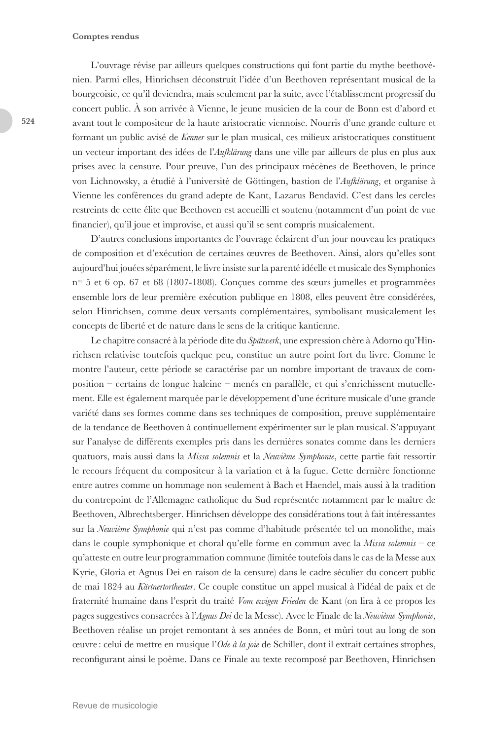L'ouvrage révise par ailleurs quelques constructions qui font partie du mythe beethovénien. Parmi elles, Hinrichsen déconstruit l'idée d'un Beethoven représentant musical de la bourgeoisie, ce qu'il deviendra, mais seulement par la suite, avec l'établissement progressif du concert public. À son arrivée à Vienne, le jeune musicien de la cour de Bonn est d'abord et avant tout le compositeur de la haute aristocratie viennoise. Nourris d'une grande culture et formant un public avisé de *Kenner* sur le plan musical, ces milieux aristocratiques constituent un vecteur important des idées de l'*Aufklärung* dans une ville par ailleurs de plus en plus aux prises avec la censure. Pour preuve, l'un des principaux mécènes de Beethoven, le prince von Lichnowsky, a étudié à l'université de Göttingen, bastion de l'*Aufklärung*, et organise à Vienne les conférences du grand adepte de Kant, Lazarus Bendavid. C'est dans les cercles restreints de cette élite que Beethoven est accueilli et soutenu (notamment d'un point de vue financier), qu'il joue et improvise, et aussi qu'il se sent compris musicalement.

D'autres conclusions importantes de l'ouvrage éclairent d'un jour nouveau les pratiques de composition et d'exécution de certaines œuvres de Beethoven. Ainsi, alors qu'elles sont aujourd'hui jouées séparément, le livre insiste sur la parenté idéelle et musicale des Symphonies n[os] 5 et 6 op. 67 et 68 (1807-1808). Conçues comme des sœurs jumelles et programmées ensemble lors de leur première exécution publique en 1808, elles peuvent être considérées, selon Hinrichsen, comme deux versants complémentaires, symbolisant musicalement les concepts de liberté et de nature dans le sens de la critique kantienne.

Le chapitre consacré à la période dite du *Spätwerk*, une expression chère à Adorno qu'Hinrichsen relativise toutefois quelque peu, constitue un autre point fort du livre. Comme le montre l'auteur, cette période se caractérise par un nombre important de travaux de composition – certains de longue haleine – menés en parallèle, et qui s'enrichissent mutuellement. Elle est également marquée par le développement d'une écriture musicale d'une grande variété dans ses formes comme dans ses techniques de composition, preuve supplémentaire de la tendance de Beethoven à continuellement expérimenter sur le plan musical. S'appuyant sur l'analyse de différents exemples pris dans les dernières sonates comme dans les derniers quatuors, mais aussi dans la *Missa solemnis* et la *Neuvième Symphonie*, cette partie fait ressortir le recours fréquent du compositeur à la variation et à la fugue. Cette dernière fonctionne entre autres comme un hommage non seulement à Bach et Haendel, mais aussi à la tradition du contrepoint de l'Allemagne catholique du Sud représentée notamment par le maître de Beethoven, Albrechtsberger. Hinrichsen développe des considérations tout à fait intéressantes sur la *Neuvième Symphonie* qui n'est pas comme d'habitude présentée tel un monolithe, mais dans le couple symphonique et choral qu'elle forme en commun avec la *Missa solemnis* – ce qu'atteste en outre leur programmation commune (limitée toutefois dans le cas de la Messe aux Kyrie, Gloria et Agnus Dei en raison de la censure) dans le cadre séculier du concert public de mai 1824 au *Kärtnertortheater*. Ce couple constitue un appel musical à l'idéal de paix et de fraternité humaine dans l'esprit du traité *Vom ewigen Frieden* de Kant (on lira à ce propos les pages suggestives consacrées à l'*Agnus Dei* de la Messe). Avec le Finale de la *Neuvième Symphonie*, Beethoven réalise un projet remontant à ses années de Bonn, et mûri tout au long de son œuvre : celui de mettre en musique l'*Ode à la joie* de Schiller, dont il extrait certaines strophes, reconfigurant ainsi le poème. Dans ce Finale au texte recomposé par Beethoven, Hinrichsen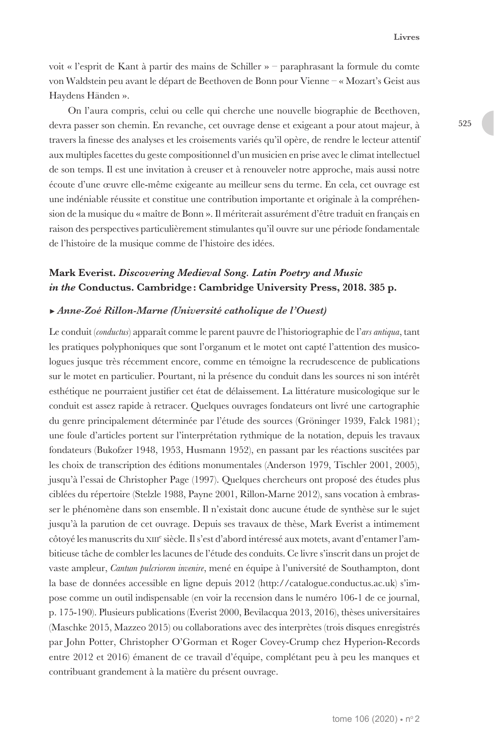voit « l'esprit de Kant à partir des mains de Schiller » – paraphrasant la formule du comte von Waldstein peu avant le départ de Beethoven de Bonn pour Vienne – « Mozart's Geist aus Haydens Händen ».

On l'aura compris, celui ou celle qui cherche une nouvelle biographie de Beethoven, devra passer son chemin. En revanche, cet ouvrage dense et exigeant a pour atout majeur, à travers la finesse des analyses et les croisements variés qu'il opère, de rendre le lecteur attentif aux multiples facettes du geste compositionnel d'un musicien en prise avec le climat intellectuel de son temps. Il est une invitation à creuser et à renouveler notre approche, mais aussi notre écoute d'une œuvre elle-même exigeante au meilleur sens du terme. En cela, cet ouvrage est une indéniable réussite et constitue une contribution importante et originale à la compréhension de la musique du « maître de Bonn ». Il mériterait assurément d'être traduit en français en raison des perspectives particulièrement stimulantes qu'il ouvre sur une période fondamentale de l'histoire de la musique comme de l'histoire des idées.

### Mark Everist. *Discovering Medieval Song. Latin Poetry and Music in the* Conductus. Cambridge : Cambridge University Press, 2018. 385 p.

▸ ***Anne-Zoé Rillon-Marne (Université catholique de l'Ouest)***

Le conduit (*conductus*) apparaît comme le parent pauvre de l'historiographie de l'*ars antiqua*, tant les pratiques polyphoniques que sont l'organum et le motet ont capté l'attention des musicologues jusque très récemment encore, comme en témoigne la recrudescence de publications sur le motet en particulier. Pourtant, ni la présence du conduit dans les sources ni son intérêt esthétique ne pourraient justifier cet état de délaissement. La littérature musicologique sur le conduit est assez rapide à retracer. Quelques ouvrages fondateurs ont livré une cartographie du genre principalement déterminée par l'étude des sources (Gröninger 1939, Falck 1981) ; une foule d'articles portent sur l'interprétation rythmique de la notation, depuis les travaux fondateurs (Bukofzer 1948, 1953, Husmann 1952), en passant par les réactions suscitées par les choix de transcription des éditions monumentales (Anderson 1979, Tischler 2001, 2005), jusqu'à l'essai de Christopher Page (1997). Quelques chercheurs ont proposé des études plus ciblées du répertoire (Stelzle 1988, Payne 2001, Rillon-Marne 2012), sans vocation à embrasser le phénomène dans son ensemble. Il n'existait donc aucune étude de synthèse sur le sujet jusqu'à la parution de cet ouvrage. Depuis ses travaux de thèse, Mark Everist a intimement côtoyé les manuscrits du XIIIe siècle. Il s'est d'abord intéressé aux motets, avant d'entamer l'ambitieuse tâche de combler les lacunes de l'étude des conduits. Ce livre s'inscrit dans un projet de vaste ampleur, *Cantum pulcriorem invenire*, mené en équipe à l'université de Southampton, dont la base de données accessible en ligne depuis 2012 (http://catalogue.conductus.ac.uk) s'impose comme un outil indispensable (en voir la recension dans le numéro 106-1 de ce journal, p. 175-190). Plusieurs publications (Everist 2000, Bevilacqua 2013, 2016), thèses universitaires (Maschke 2015, Mazzeo 2015) ou collaborations avec des interprètes (trois disques enregistrés par John Potter, Christopher O'Gorman et Roger Covey-Crump chez Hyperion-Records entre 2012 et 2016) émanent de ce travail d'équipe, complétant peu à peu les manques et contribuant grandement à la matière du présent ouvrage.